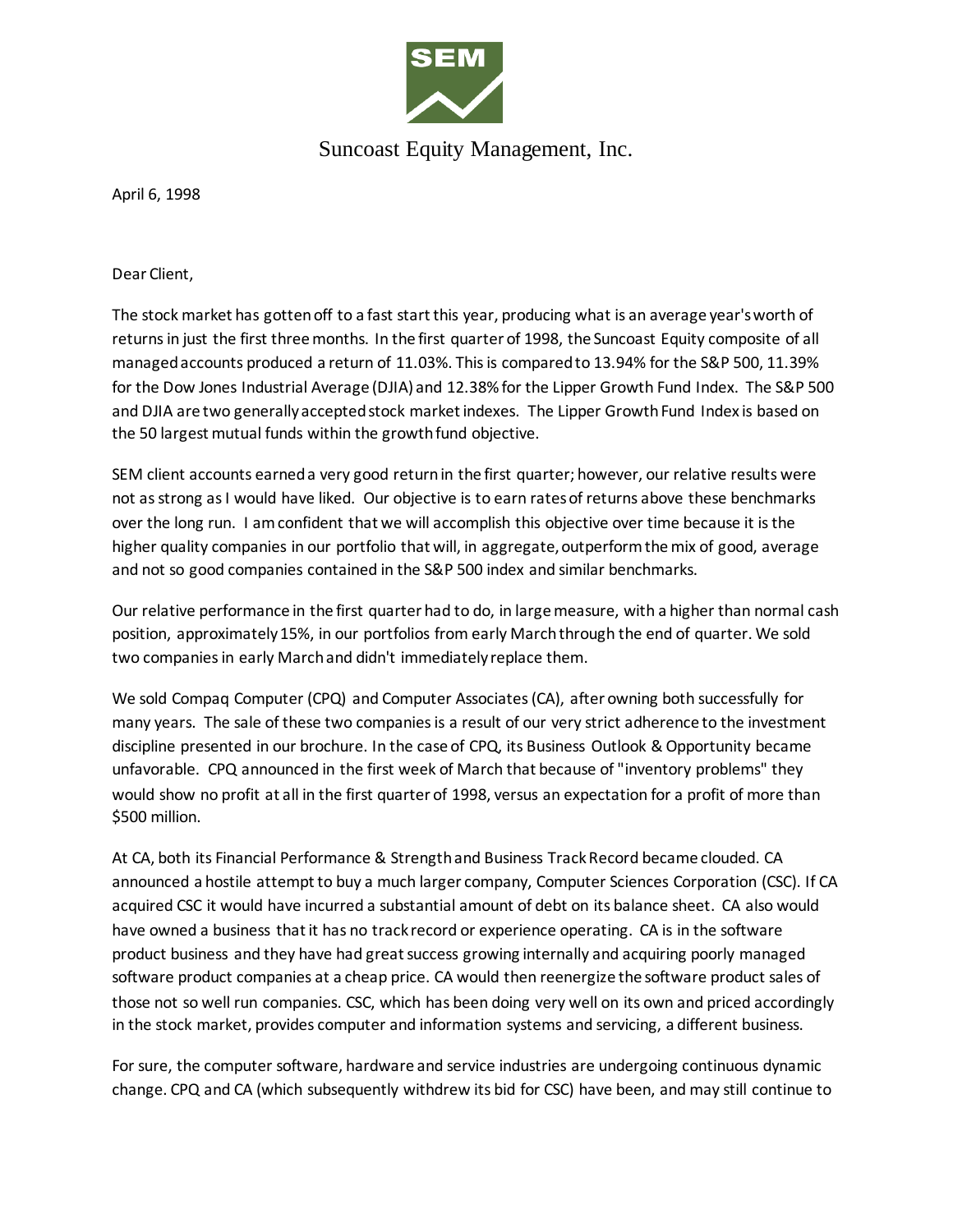Suncoast Equity Management, Inc.

April 6, 1998

Dear Client,

The stock market has gotten off to a fast start this year, producing what is an average year's worth of returns in just the first three months. In the first quarter of 1998, the Suncoast Equity composite of all managed accounts produced a return of 11.03%. This is compared to 13.94% for the S&P 500, 11.39% for the Dow Jones Industrial Average (DJIA) and 12.38% for the Lipper Growth Fund Index. The S&P 500 and DJIA are two generally accepted stock market indexes. The Lipper Growth Fund Index is based on the 50 largest mutual funds within the growth fund objective.

SEM client accounts earned a very good return in the first quarter; however, our relative results were not as strong as I would have liked. Our objective is to earn rates of returns above these benchmarks over the long run. I am confident that we will accomplish this objective over time because it is the higher quality companies in our portfolio that will, in aggregate, outperform the mix of good, average and not so good companies contained in the S&P 500 index and similar benchmarks.

Our relative performance in the first quarter had to do, in large measure, with a higher than normal cash position, approximately 15%, in our portfolios from early March through the end of quarter. We sold two companies in early March and didn't immediately replace them.

We sold Compaq Computer (CPQ) and Computer Associates (CA), after owning both successfully for many years. The sale of these two companies is a result of our very strict adherence to the investment discipline presented in our brochure. In the case of CPQ, its Business Outlook & Opportunity became unfavorable. CPQ announced in the first week of March that because of "inventory problems" they would show no profit at all in the first quarter of 1998, versus an expectation for a profit of more than $500 million.

At CA, both its Financial Performance & Strength and Business Track Record became clouded. CA announced a hostile attempt to buy a much larger company, Computer Sciences Corporation (CSC). If CA acquired CSC it would have incurred a substantial amount of debt on its balance sheet. CA also would have owned a business that it has no track record or experience operating. CA is in the software product business and they have had great success growing internally and acquiring poorly managed software product companies at a cheap price. CA would then reenergize the software product sales of those not so well run companies. CSC, which has been doing very well on its own and priced accordingly in the stock market, provides computer and information systems and servicing, a different business.

For sure, the computer software, hardware and service industries are undergoing continuous dynamic change. CPQ and CA (which subsequently withdrew its bid for CSC) have been, and may still continue to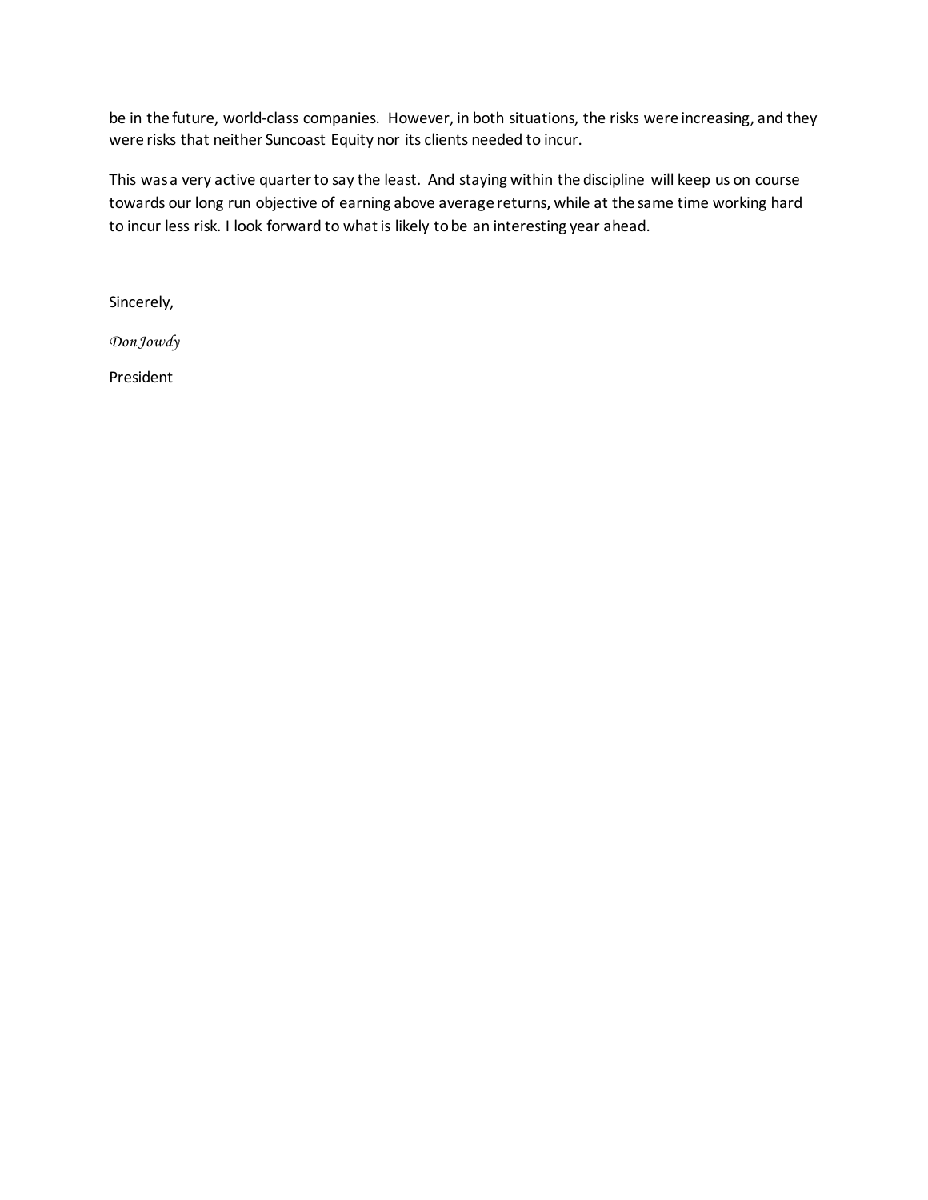be in the future, world-class companies. However, in both situations, the risks were increasing, and they were risks that neither Suncoast Equity nor its clients needed to incur.

This was a very active quarter to say the least. And staying within the discipline will keep us on course towards our long run objective of earning above average returns, while at the same time working hard to incur less risk. I look forward to what is likely to be an interesting year ahead.

Sincerely,

*Don Jowdy*

President